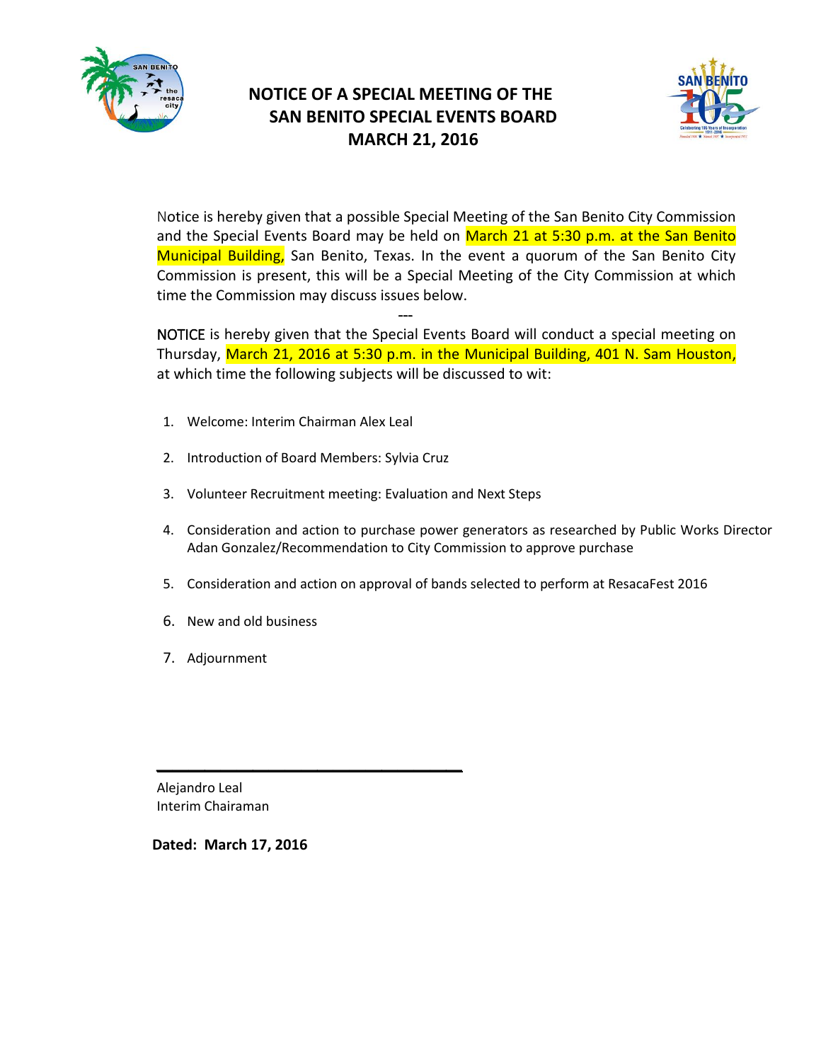# NOTICE OF A SPECIAL MEETING OF THE SAN BENITO SPECIAL EVENTS BOARD MARCH 21, 2016

Notice is hereby given that a possible Special Meeting of the San Benito City Commission and the Special Events Board may be held on March 21 at 5:30 p.m. at the San Benito Municipal Building, San Benito, Texas. In the event a quorum of the San Benito City Commission is present, this will be a Special Meeting of the City Commission at which time the Commission may discuss issues below.

---

NOTICE is hereby given that the Special Events Board will conduct a special meeting on Thursday, March 21, 2016 at 5:30 p.m. in the Municipal Building, 401 N. Sam Houston, at which time the following subjects will be discussed to wit:

1. Welcome: Interim Chairman Alex Leal
2. Introduction of Board Members: Sylvia Cruz
3. Volunteer Recruitment meeting: Evaluation and Next Steps
4. Consideration and action to purchase power generators as researched by Public Works Director Adan Gonzalez/Recommendation to City Commission to approve purchase
5. Consideration and action on approval of bands selected to perform at ResacaFest 2016
6. New and old business
7. Adjournment

\_\_\_\_\_\_\_\_\_\_\_\_\_\_\_\_\_\_\_\_\_\_\_\_\_\_\_\_\_\_\_\_\_\_\_\_

Alejandro Leal
Interim Chairaman

**Dated: March 17, 2016**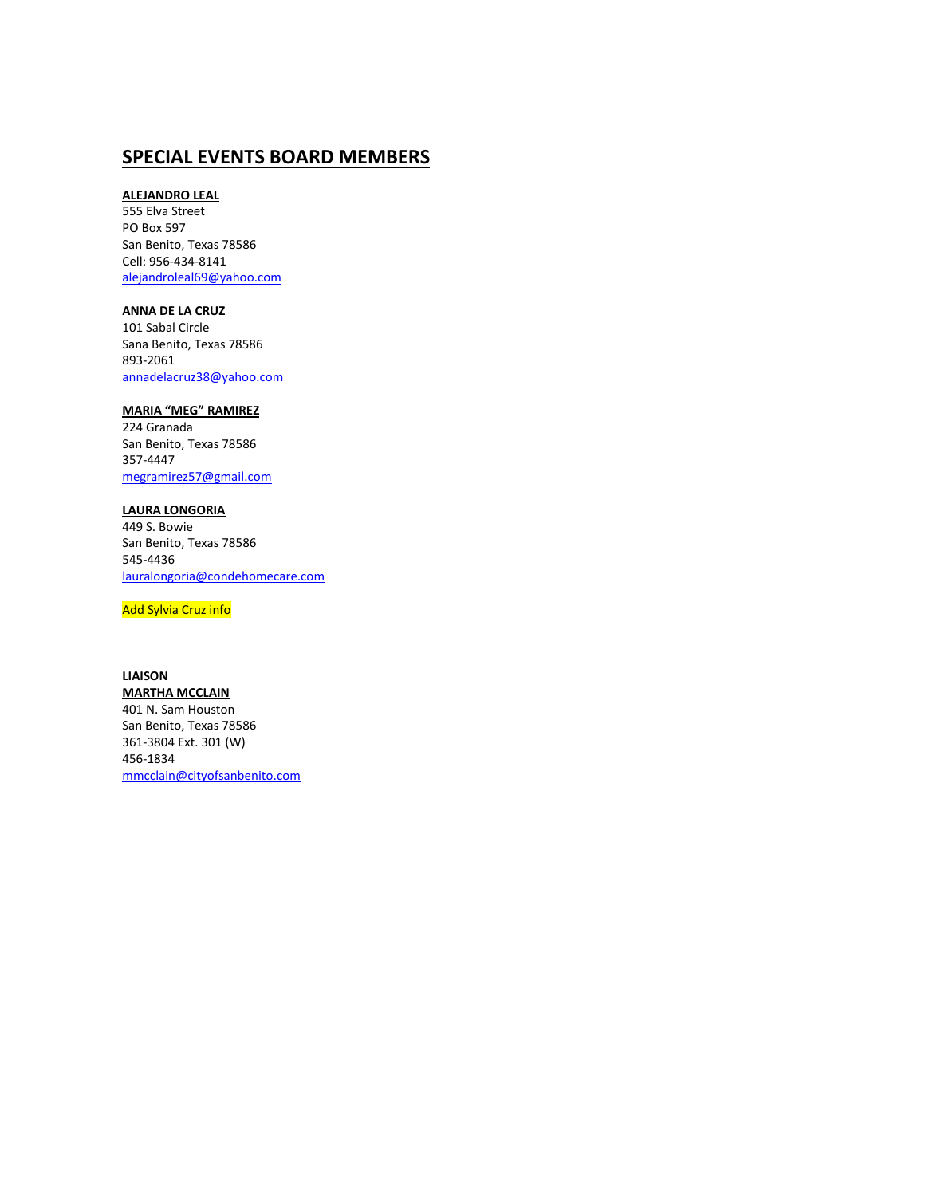## SPECIAL EVENTS BOARD MEMBERS

**ALEJANDRO LEAL**
555 Elva Street
PO Box 597
San Benito, Texas 78586
Cell: 956-434-8141
alejandroleal69@yahoo.com

**ANNA DE LA CRUZ**
101 Sabal Circle
Sana Benito, Texas 78586
893-2061
annadelacruz38@yahoo.com

**MARIA "MEG" RAMIREZ**
224 Granada
San Benito, Texas 78586
357-4447
megramirez57@gmail.com

**LAURA LONGORIA**
449 S. Bowie
San Benito, Texas 78586
545-4436
lauralongoria@condehomecare.com

Add Sylvia Cruz info

**LIAISON**
**MARTHA MCCLAIN**
401 N. Sam Houston
San Benito, Texas 78586
361-3804 Ext. 301 (W)
456-1834
mmcclain@cityofsanbenito.com